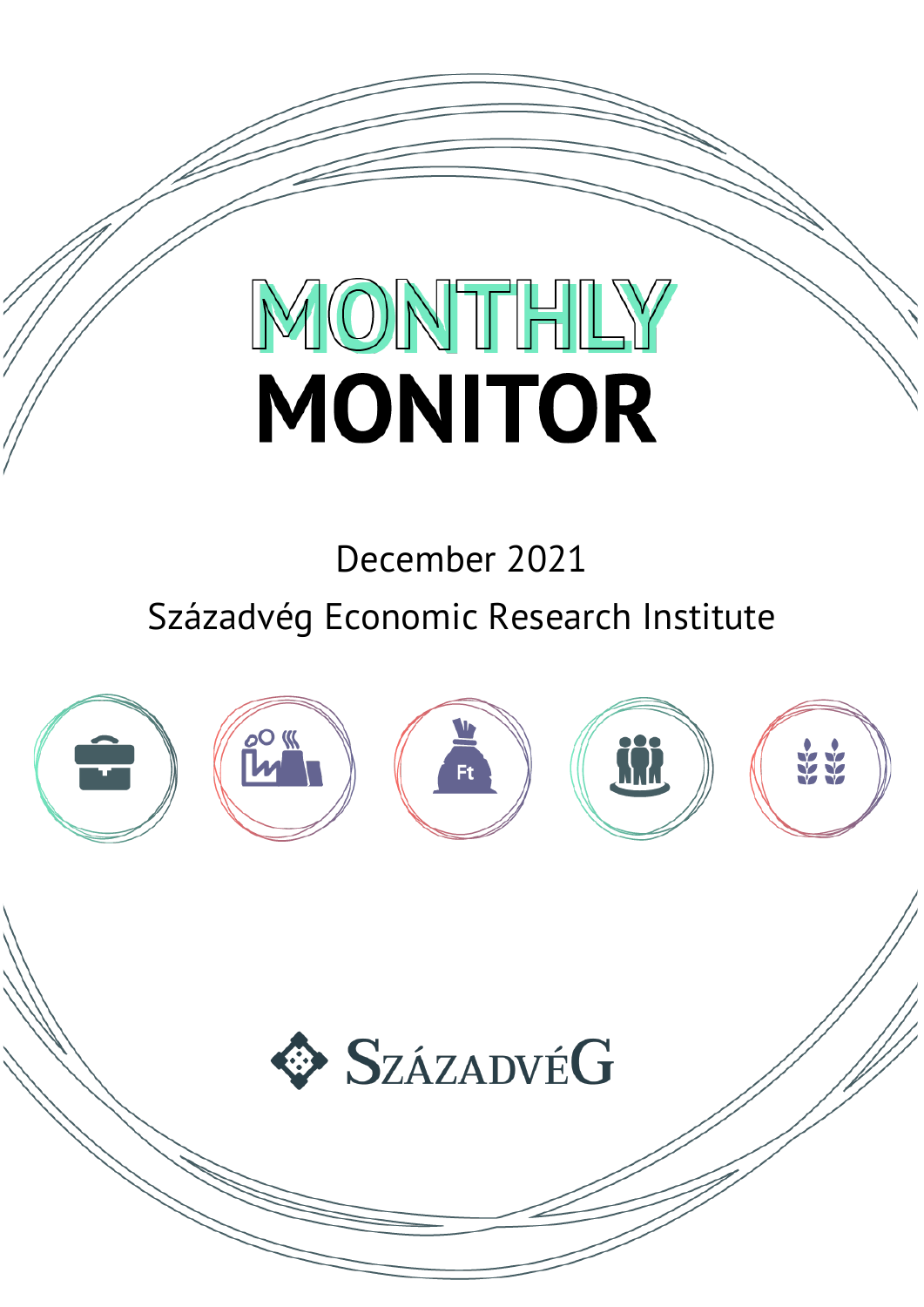# MONTHLY MONITOR

December 2021

Századvég Economic Research Institute

SZÁZADVÉG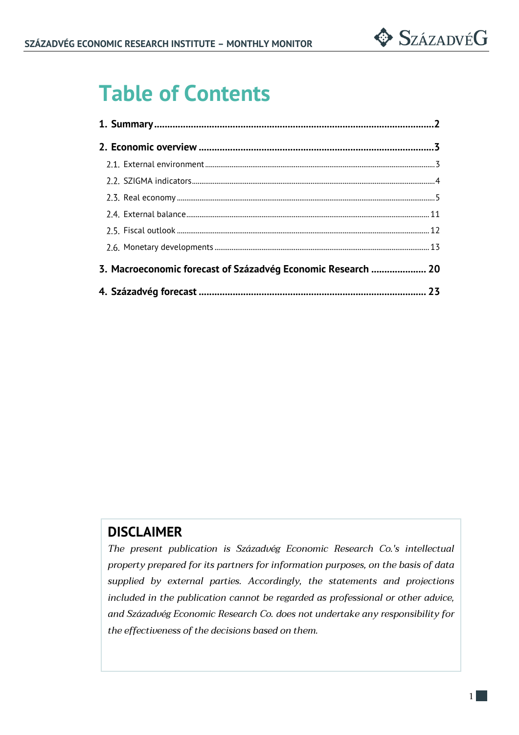# Table of Contents

**1. Summary** .......... **2**

**2. Economic overview** .......... **3**

2.1. External environment .......... 3

2.2. SZIGMA indicators .......... 4

2.3. Real economy .......... 5

2.4. External balance .......... 11

2.5. Fiscal outlook .......... 12

2.6. Monetary developments .......... 13

**3. Macroeconomic forecast of Századvég Economic Research** .......... **20**

**4. Századvég forecast** .......... **23**

## DISCLAIMER

*The present publication is Századvég Economic Research Co.'s intellectual property prepared for its partners for information purposes, on the basis of data supplied by external parties. Accordingly, the statements and projections included in the publication cannot be regarded as professional or other advice, and Századvég Economic Research Co. does not undertake any responsibility for the effectiveness of the decisions based on them.*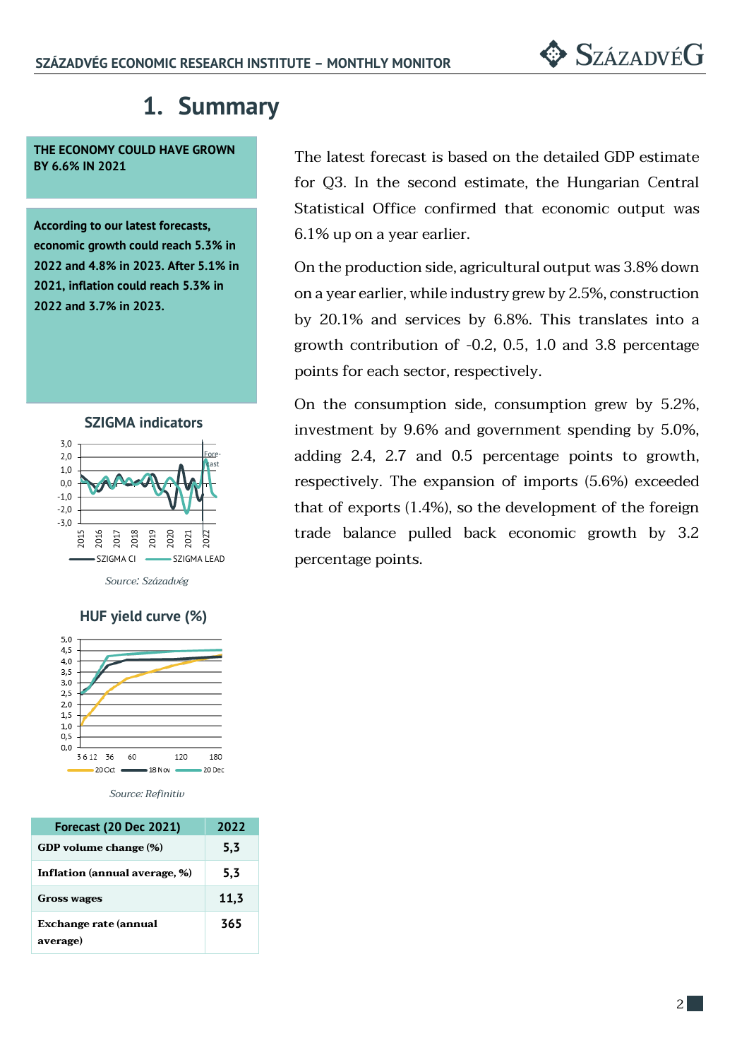# 1. Summary

**THE ECONOMY COULD HAVE GROWN BY 6.6% IN 2021**

**According to our latest forecasts, economic growth could reach 5.3% in 2022 and 4.8% in 2023. After 5.1% in 2021, inflation could reach 5.3% in 2022 and 3.7% in 2023.**

The latest forecast is based on the detailed GDP estimate for Q3. In the second estimate, the Hungarian Central Statistical Office confirmed that economic output was 6.1% up on a year earlier.

On the production side, agricultural output was 3.8% down on a year earlier, while industry grew by 2.5%, construction by 20.1% and services by 6.8%. This translates into a growth contribution of -0.2, 0.5, 1.0 and 3.8 percentage points for each sector, respectively.

On the consumption side, consumption grew by 5.2%, investment by 9.6% and government spending by 5.0%, adding 2.4, 2.7 and 0.5 percentage points to growth, respectively. The expansion of imports (5.6%) exceeded that of exports (1.4%), so the development of the foreign trade balance pulled back economic growth by 3.2 percentage points.

**SZIGMA indicators**

*Source: Századvég*

**HUF yield curve (%)**

*Source: Refinitiv*

| Forecast (20 Dec 2021) | 2022 |
|---|---|
| **GDP volume change (%)** | 5,3 |
| **Inflation (annual average, %)** | 5,3 |
| **Gross wages** | 11,3 |
| **Exchange rate (annual average)** | 365 |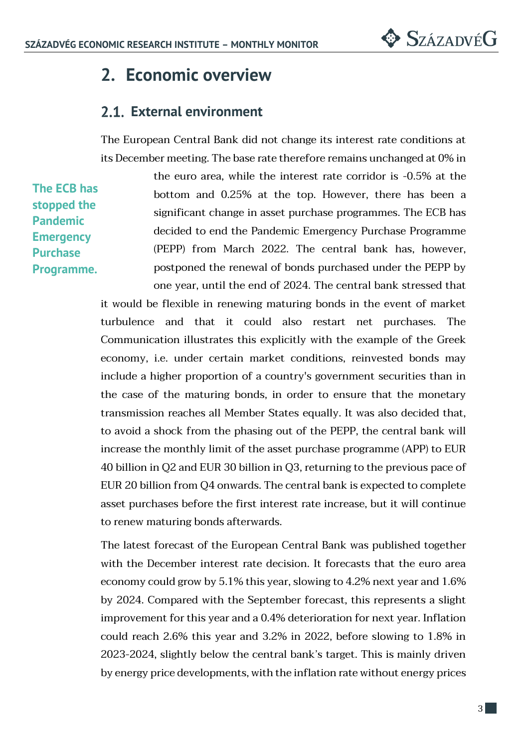# 2. Economic overview

## 2.1. External environment

**The ECB has stopped the Pandemic Emergency Purchase Programme.**

The European Central Bank did not change its interest rate conditions at its December meeting. The base rate therefore remains unchanged at 0% in the euro area, while the interest rate corridor is -0.5% at the bottom and 0.25% at the top. However, there has been a significant change in asset purchase programmes. The ECB has decided to end the Pandemic Emergency Purchase Programme (PEPP) from March 2022. The central bank has, however, postponed the renewal of bonds purchased under the PEPP by one year, until the end of 2024. The central bank stressed that it would be flexible in renewing maturing bonds in the event of market turbulence and that it could also restart net purchases. The Communication illustrates this explicitly with the example of the Greek economy, i.e. under certain market conditions, reinvested bonds may include a higher proportion of a country's government securities than in the case of the maturing bonds, in order to ensure that the monetary transmission reaches all Member States equally. It was also decided that, to avoid a shock from the phasing out of the PEPP, the central bank will increase the monthly limit of the asset purchase programme (APP) to EUR 40 billion in Q2 and EUR 30 billion in Q3, returning to the previous pace of EUR 20 billion from Q4 onwards. The central bank is expected to complete asset purchases before the first interest rate increase, but it will continue to renew maturing bonds afterwards.

The latest forecast of the European Central Bank was published together with the December interest rate decision. It forecasts that the euro area economy could grow by 5.1% this year, slowing to 4.2% next year and 1.6% by 2024. Compared with the September forecast, this represents a slight improvement for this year and a 0.4% deterioration for next year. Inflation could reach 2.6% this year and 3.2% in 2022, before slowing to 1.8% in 2023-2024, slightly below the central bank's target. This is mainly driven by energy price developments, with the inflation rate without energy prices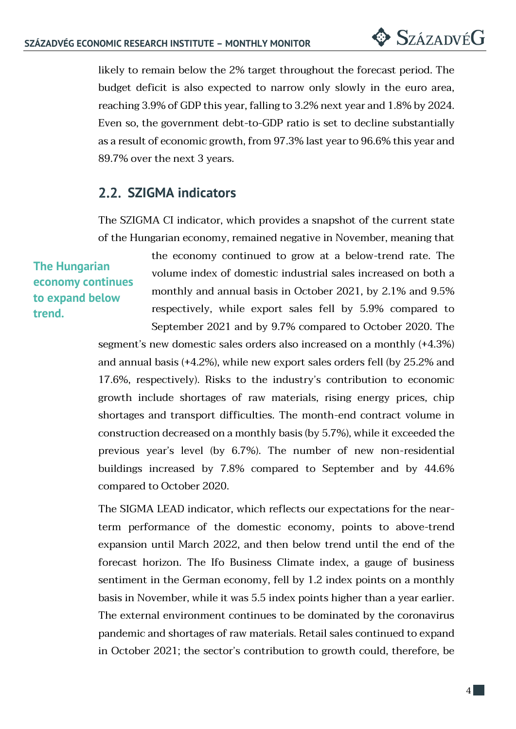likely to remain below the 2% target throughout the forecast period. The budget deficit is also expected to narrow only slowly in the euro area, reaching 3.9% of GDP this year, falling to 3.2% next year and 1.8% by 2024. Even so, the government debt-to-GDP ratio is set to decline substantially as a result of economic growth, from 97.3% last year to 96.6% this year and 89.7% over the next 3 years.

## 2.2. SZIGMA indicators

**The Hungarian economy continues to expand below trend.**

The SZIGMA CI indicator, which provides a snapshot of the current state of the Hungarian economy, remained negative in November, meaning that the economy continued to grow at a below-trend rate. The volume index of domestic industrial sales increased on both a monthly and annual basis in October 2021, by 2.1% and 9.5% respectively, while export sales fell by 5.9% compared to September 2021 and by 9.7% compared to October 2020. The segment's new domestic sales orders also increased on a monthly (+4.3%) and annual basis (+4.2%), while new export sales orders fell (by 25.2% and 17.6%, respectively). Risks to the industry's contribution to economic growth include shortages of raw materials, rising energy prices, chip shortages and transport difficulties. The month-end contract volume in construction decreased on a monthly basis (by 5.7%), while it exceeded the previous year's level (by 6.7%). The number of new non-residential buildings increased by 7.8% compared to September and by 44.6% compared to October 2020.

The SIGMA LEAD indicator, which reflects our expectations for the near-term performance of the domestic economy, points to above-trend expansion until March 2022, and then below trend until the end of the forecast horizon. The Ifo Business Climate index, a gauge of business sentiment in the German economy, fell by 1.2 index points on a monthly basis in November, while it was 5.5 index points higher than a year earlier. The external environment continues to be dominated by the coronavirus pandemic and shortages of raw materials. Retail sales continued to expand in October 2021; the sector's contribution to growth could, therefore, be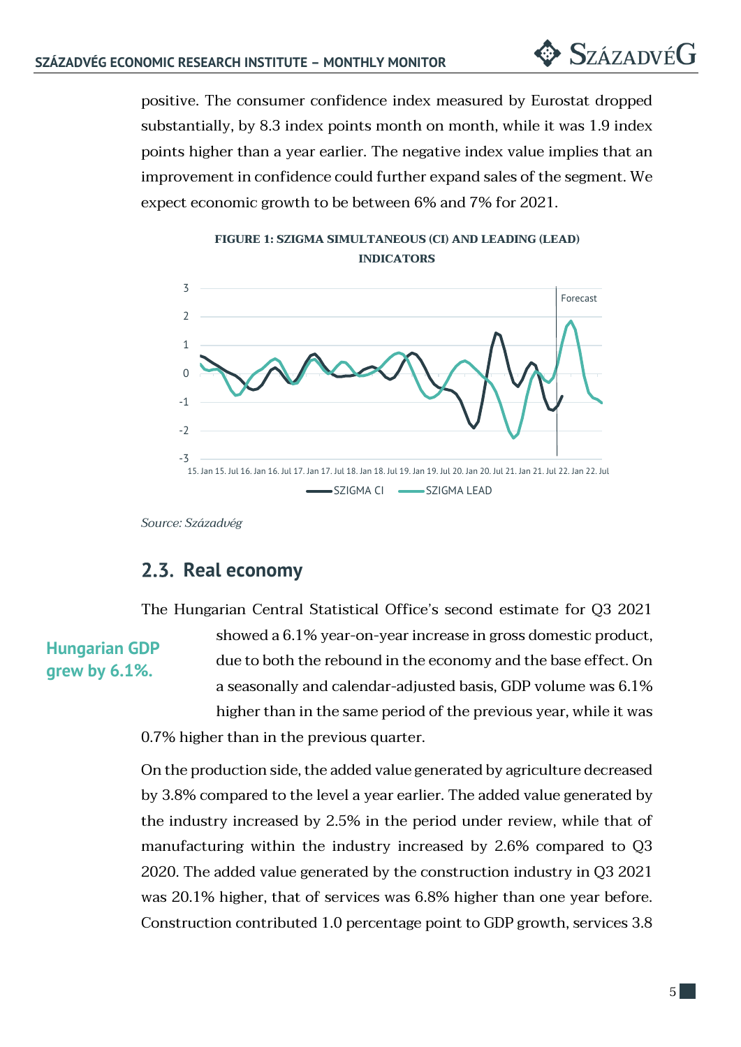positive. The consumer confidence index measured by Eurostat dropped substantially, by 8.3 index points month on month, while it was 1.9 index points higher than a year earlier. The negative index value implies that an improvement in confidence could further expand sales of the segment. We expect economic growth to be between 6% and 7% for 2021.

**FIGURE 1: SZIGMA SIMULTANEOUS (CI) AND LEADING (LEAD) INDICATORS**

*Source: Századvég*

## 2.3. Real economy

**Hungarian GDP grew by 6.1%.**

The Hungarian Central Statistical Office's second estimate for Q3 2021 showed a 6.1% year-on-year increase in gross domestic product, due to both the rebound in the economy and the base effect. On a seasonally and calendar-adjusted basis, GDP volume was 6.1% higher than in the same period of the previous year, while it was 0.7% higher than in the previous quarter.

On the production side, the added value generated by agriculture decreased by 3.8% compared to the level a year earlier. The added value generated by the industry increased by 2.5% in the period under review, while that of manufacturing within the industry increased by 2.6% compared to Q3 2020. The added value generated by the construction industry in Q3 2021 was 20.1% higher, that of services was 6.8% higher than one year before. Construction contributed 1.0 percentage point to GDP growth, services 3.8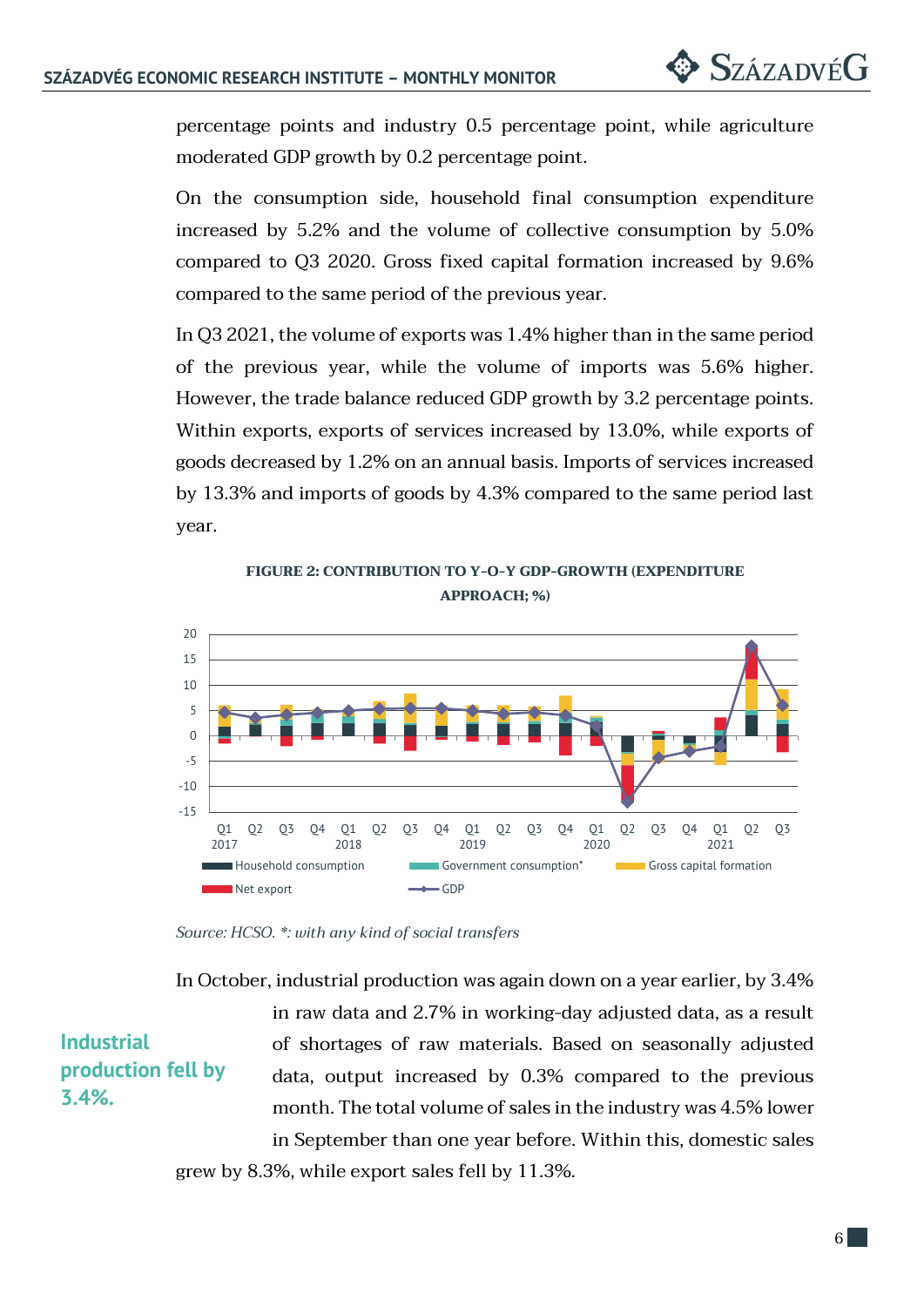percentage points and industry 0.5 percentage point, while agriculture moderated GDP growth by 0.2 percentage point.

On the consumption side, household final consumption expenditure increased by 5.2% and the volume of collective consumption by 5.0% compared to Q3 2020. Gross fixed capital formation increased by 9.6% compared to the same period of the previous year.

In Q3 2021, the volume of exports was 1.4% higher than in the same period of the previous year, while the volume of imports was 5.6% higher. However, the trade balance reduced GDP growth by 3.2 percentage points. Within exports, exports of services increased by 13.0%, while exports of goods decreased by 1.2% on an annual basis. Imports of services increased by 13.3% and imports of goods by 4.3% compared to the same period last year.

**FIGURE 2: CONTRIBUTION TO Y-O-Y GDP-GROWTH (EXPENDITURE APPROACH; %)**

*Source: HCSO. \*: with any kind of social transfers*

**Industrial production fell by 3.4%.**

In October, industrial production was again down on a year earlier, by 3.4% in raw data and 2.7% in working-day adjusted data, as a result of shortages of raw materials. Based on seasonally adjusted data, output increased by 0.3% compared to the previous month. The total volume of sales in the industry was 4.5% lower in September than one year before. Within this, domestic sales grew by 8.3%, while export sales fell by 11.3%.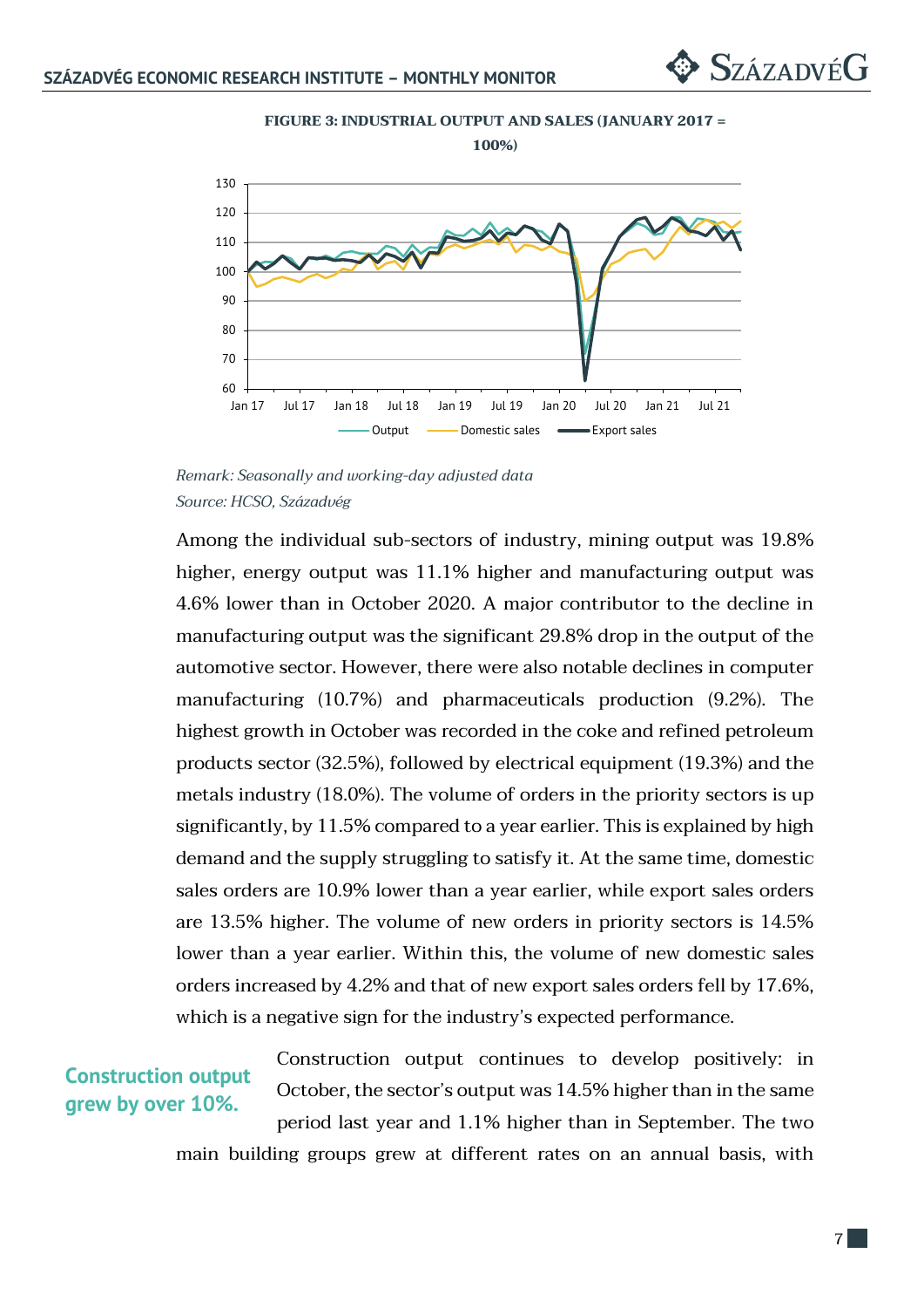**FIGURE 3: INDUSTRIAL OUTPUT AND SALES (JANUARY 2017 = 100%)**

*Remark: Seasonally and working-day adjusted data*
*Source: HCSO, Századvég*

Among the individual sub-sectors of industry, mining output was 19.8% higher, energy output was 11.1% higher and manufacturing output was 4.6% lower than in October 2020. A major contributor to the decline in manufacturing output was the significant 29.8% drop in the output of the automotive sector. However, there were also notable declines in computer manufacturing (10.7%) and pharmaceuticals production (9.2%). The highest growth in October was recorded in the coke and refined petroleum products sector (32.5%), followed by electrical equipment (19.3%) and the metals industry (18.0%). The volume of orders in the priority sectors is up significantly, by 11.5% compared to a year earlier. This is explained by high demand and the supply struggling to satisfy it. At the same time, domestic sales orders are 10.9% lower than a year earlier, while export sales orders are 13.5% higher. The volume of new orders in priority sectors is 14.5% lower than a year earlier. Within this, the volume of new domestic sales orders increased by 4.2% and that of new export sales orders fell by 17.6%, which is a negative sign for the industry's expected performance.

**Construction output grew by over 10%.**

Construction output continues to develop positively: in October, the sector's output was 14.5% higher than in the same period last year and 1.1% higher than in September. The two main building groups grew at different rates on an annual basis, with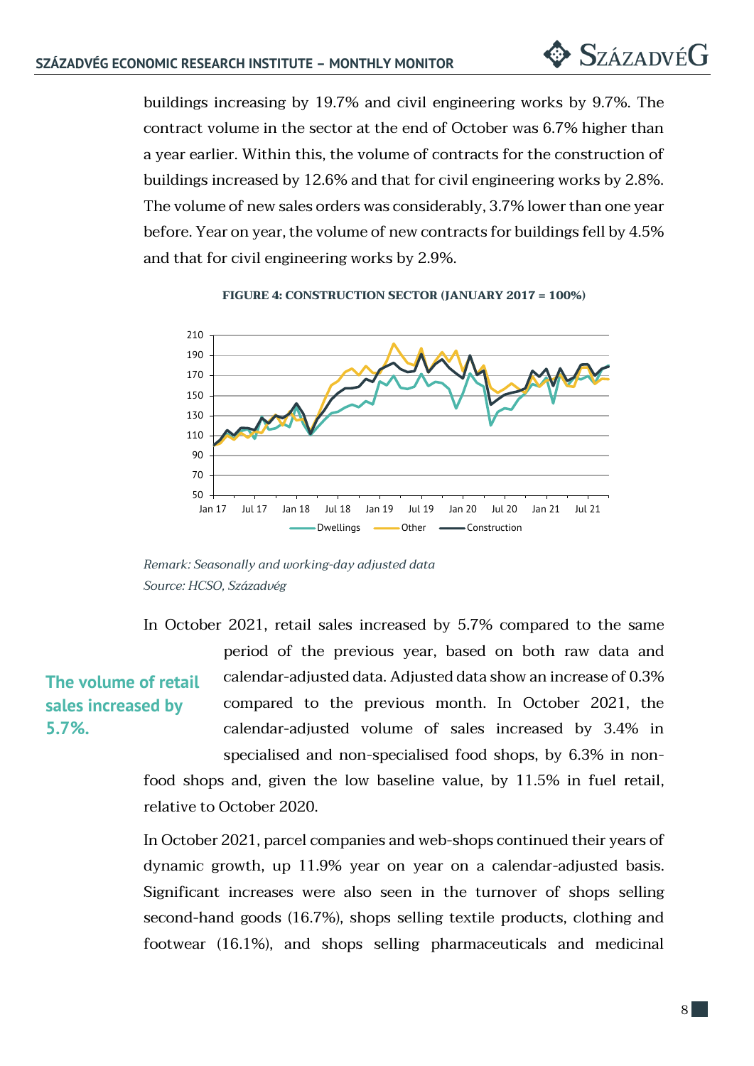buildings increasing by 19.7% and civil engineering works by 9.7%. The contract volume in the sector at the end of October was 6.7% higher than a year earlier. Within this, the volume of contracts for the construction of buildings increased by 12.6% and that for civil engineering works by 2.8%. The volume of new sales orders was considerably, 3.7% lower than one year before. Year on year, the volume of new contracts for buildings fell by 4.5% and that for civil engineering works by 2.9%.

**FIGURE 4: CONSTRUCTION SECTOR (JANUARY 2017 = 100%)**

*Remark: Seasonally and working-day adjusted data*
*Source: HCSO, Századvég*

**The volume of retail sales increased by 5.7%.**

In October 2021, retail sales increased by 5.7% compared to the same period of the previous year, based on both raw data and calendar-adjusted data. Adjusted data show an increase of 0.3% compared to the previous month. In October 2021, the calendar-adjusted volume of sales increased by 3.4% in specialised and non-specialised food shops, by 6.3% in non-food shops and, given the low baseline value, by 11.5% in fuel retail, relative to October 2020.

In October 2021, parcel companies and web-shops continued their years of dynamic growth, up 11.9% year on year on a calendar-adjusted basis. Significant increases were also seen in the turnover of shops selling second-hand goods (16.7%), shops selling textile products, clothing and footwear (16.1%), and shops selling pharmaceuticals and medicinal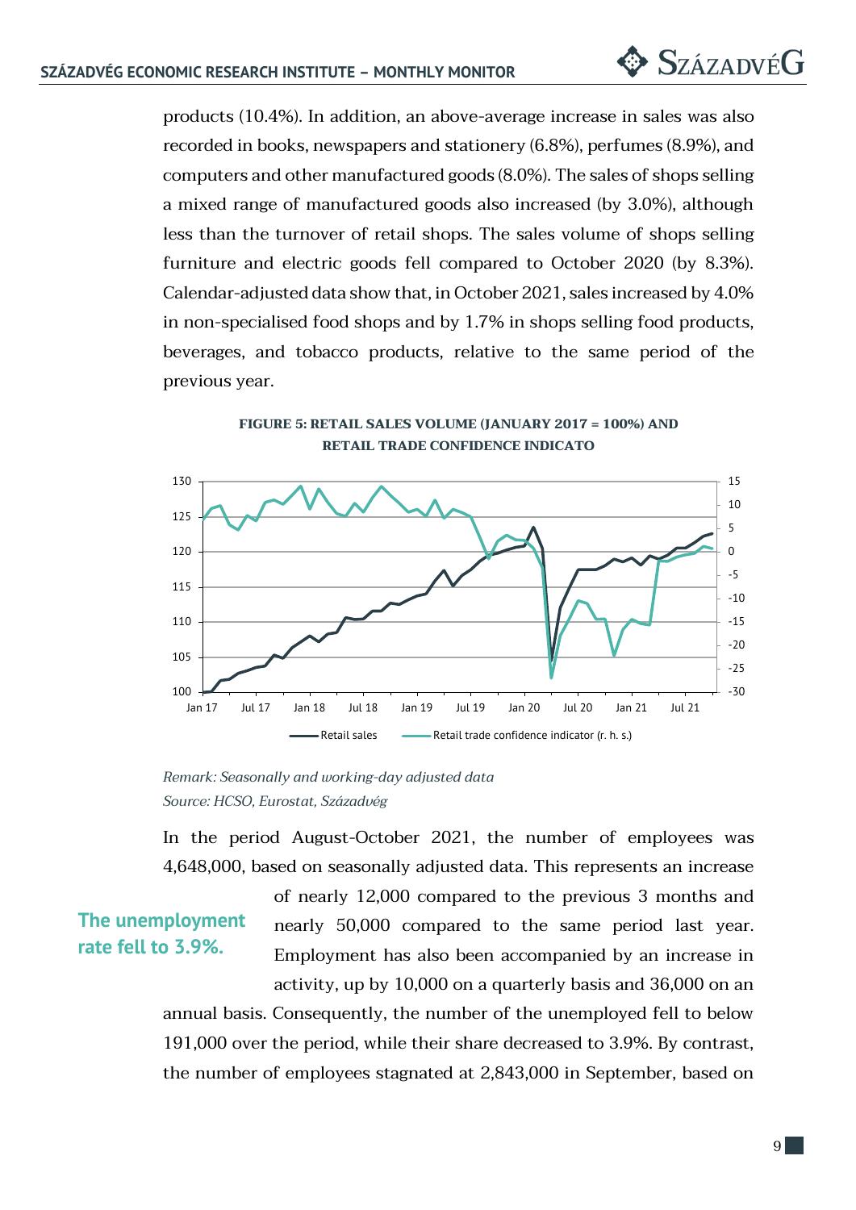products (10.4%). In addition, an above-average increase in sales was also recorded in books, newspapers and stationery (6.8%), perfumes (8.9%), and computers and other manufactured goods (8.0%). The sales of shops selling a mixed range of manufactured goods also increased (by 3.0%), although less than the turnover of retail shops. The sales volume of shops selling furniture and electric goods fell compared to October 2020 (by 8.3%). Calendar-adjusted data show that, in October 2021, sales increased by 4.0% in non-specialised food shops and by 1.7% in shops selling food products, beverages, and tobacco products, relative to the same period of the previous year.

**FIGURE 5: RETAIL SALES VOLUME (JANUARY 2017 = 100%) AND RETAIL TRADE CONFIDENCE INDICATO**

*Remark: Seasonally and working-day adjusted data*
*Source: HCSO, Eurostat, Századvég*

In the period August-October 2021, the number of employees was 4,648,000, based on seasonally adjusted data. This represents an increase of nearly 12,000 compared to the previous 3 months and nearly 50,000 compared to the same period last year. Employment has also been accompanied by an increase in activity, up by 10,000 on a quarterly basis and 36,000 on an annual basis. Consequently, the number of the unemployed fell to below 191,000 over the period, while their share decreased to 3.9%. By contrast, the number of employees stagnated at 2,843,000 in September, based on

**The unemployment rate fell to 3.9%.**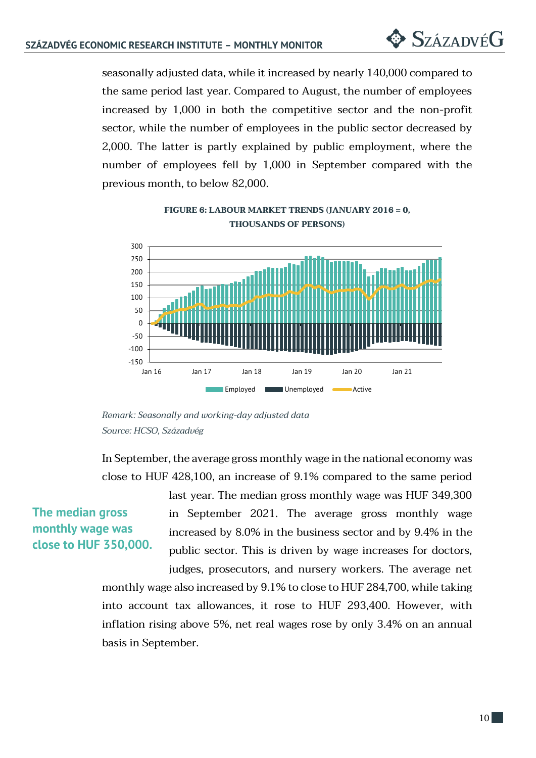seasonally adjusted data, while it increased by nearly 140,000 compared to the same period last year. Compared to August, the number of employees increased by 1,000 in both the competitive sector and the non-profit sector, while the number of employees in the public sector decreased by 2,000. The latter is partly explained by public employment, where the number of employees fell by 1,000 in September compared with the previous month, to below 82,000.

**FIGURE 6: LABOUR MARKET TRENDS (JANUARY 2016 = 0, THOUSANDS OF PERSONS)**

*Remark: Seasonally and working-day adjusted data*
*Source: HCSO, Századvég*

In September, the average gross monthly wage in the national economy was close to HUF 428,100, an increase of 9.1% compared to the same period last year. The median gross monthly wage was HUF 349,300 in September 2021. The average gross monthly wage increased by 8.0% in the business sector and by 9.4% in the public sector. This is driven by wage increases for doctors, judges, prosecutors, and nursery workers. The average net monthly wage also increased by 9.1% to close to HUF 284,700, while taking into account tax allowances, it rose to HUF 293,400. However, with inflation rising above 5%, net real wages rose by only 3.4% on an annual basis in September.

**The median gross monthly wage was close to HUF 350,000.**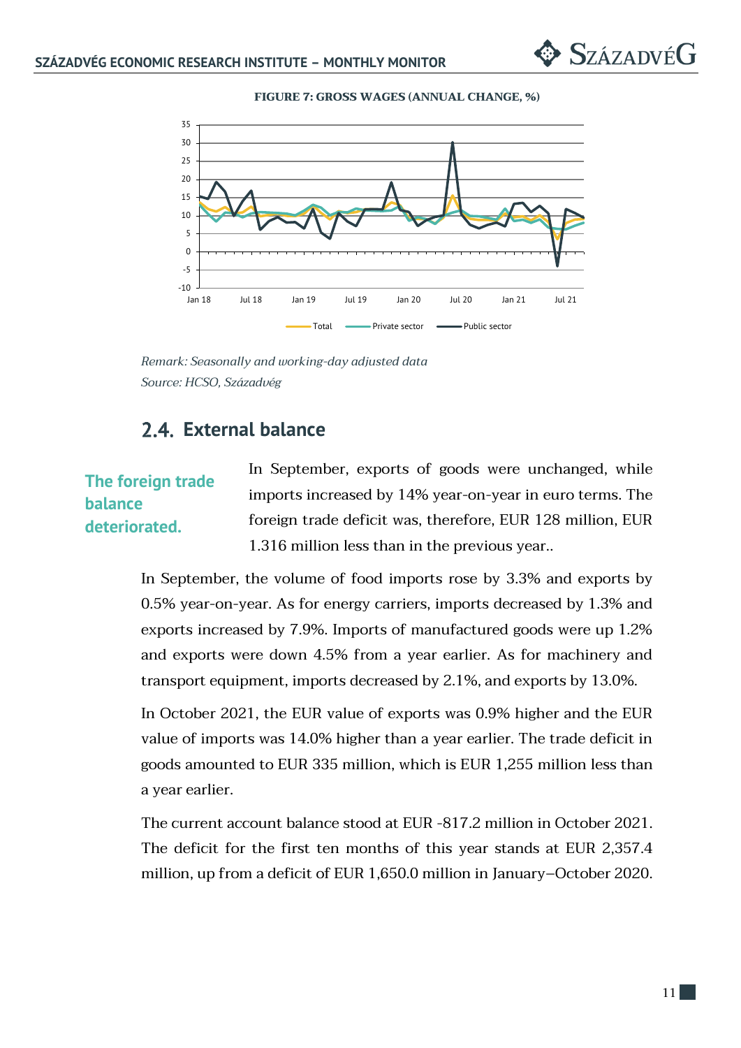**FIGURE 7: GROSS WAGES (ANNUAL CHANGE, %)**

*Remark: Seasonally and working-day adjusted data*
*Source: HCSO, Századvég*

## 2.4. External balance

**The foreign trade balance deteriorated.**

In September, exports of goods were unchanged, while imports increased by 14% year-on-year in euro terms. The foreign trade deficit was, therefore, EUR 128 million, EUR 1.316 million less than in the previous year..

In September, the volume of food imports rose by 3.3% and exports by 0.5% year-on-year. As for energy carriers, imports decreased by 1.3% and exports increased by 7.9%. Imports of manufactured goods were up 1.2% and exports were down 4.5% from a year earlier. As for machinery and transport equipment, imports decreased by 2.1%, and exports by 13.0%.

In October 2021, the EUR value of exports was 0.9% higher and the EUR value of imports was 14.0% higher than a year earlier. The trade deficit in goods amounted to EUR 335 million, which is EUR 1,255 million less than a year earlier.

The current account balance stood at EUR -817.2 million in October 2021. The deficit for the first ten months of this year stands at EUR 2,357.4 million, up from a deficit of EUR 1,650.0 million in January–October 2020.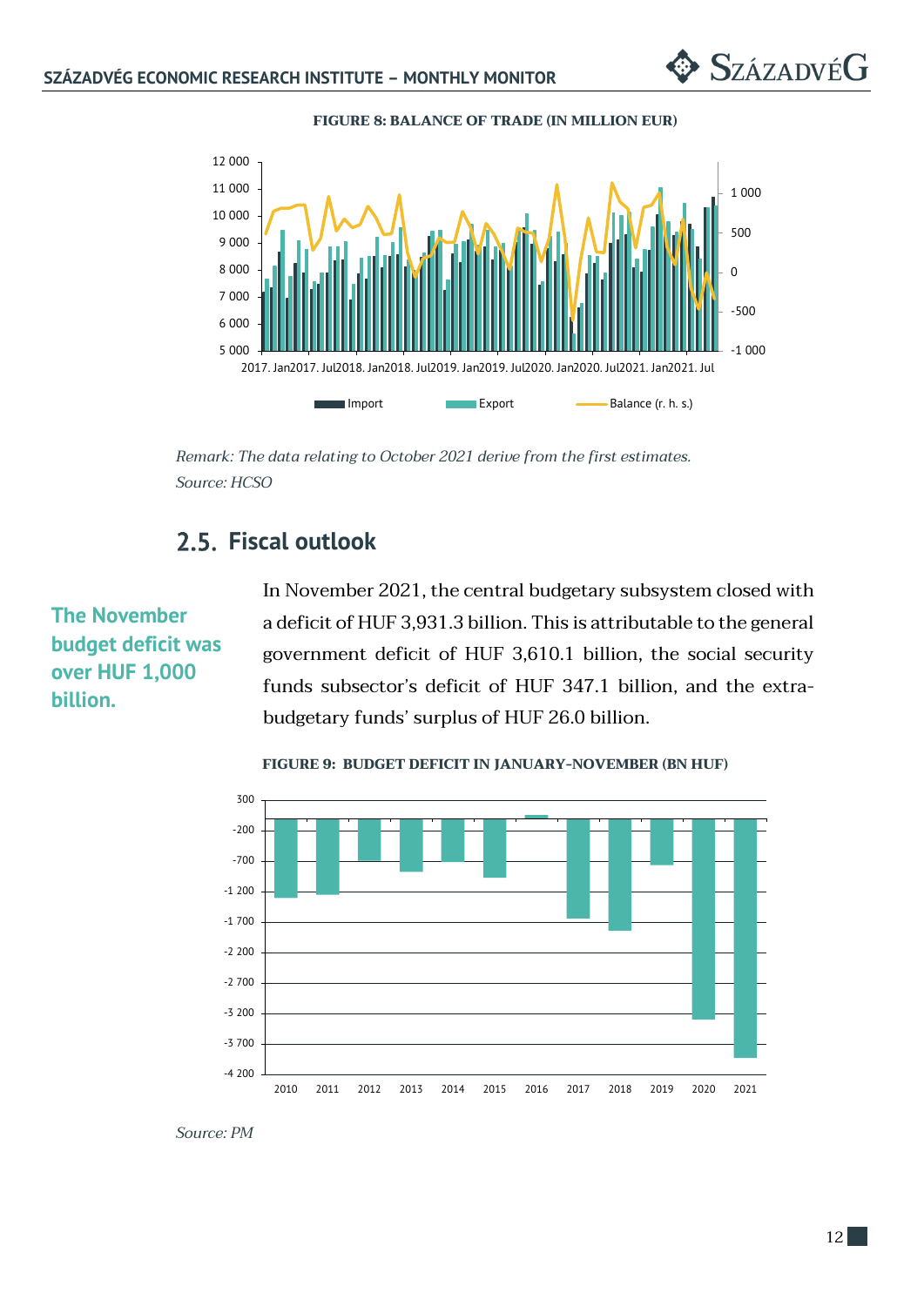**FIGURE 8: BALANCE OF TRADE (IN MILLION EUR)**

*Remark: The data relating to October 2021 derive from the first estimates.*
*Source: HCSO*

## 2.5. Fiscal outlook

**The November budget deficit was over HUF 1,000 billion.**

In November 2021, the central budgetary subsystem closed with a deficit of HUF 3,931.3 billion. This is attributable to the general government deficit of HUF 3,610.1 billion, the social security funds subsector's deficit of HUF 347.1 billion, and the extra-budgetary funds' surplus of HUF 26.0 billion.

**FIGURE 9: BUDGET DEFICIT IN JANUARY-NOVEMBER (BN HUF)**

*Source: PM*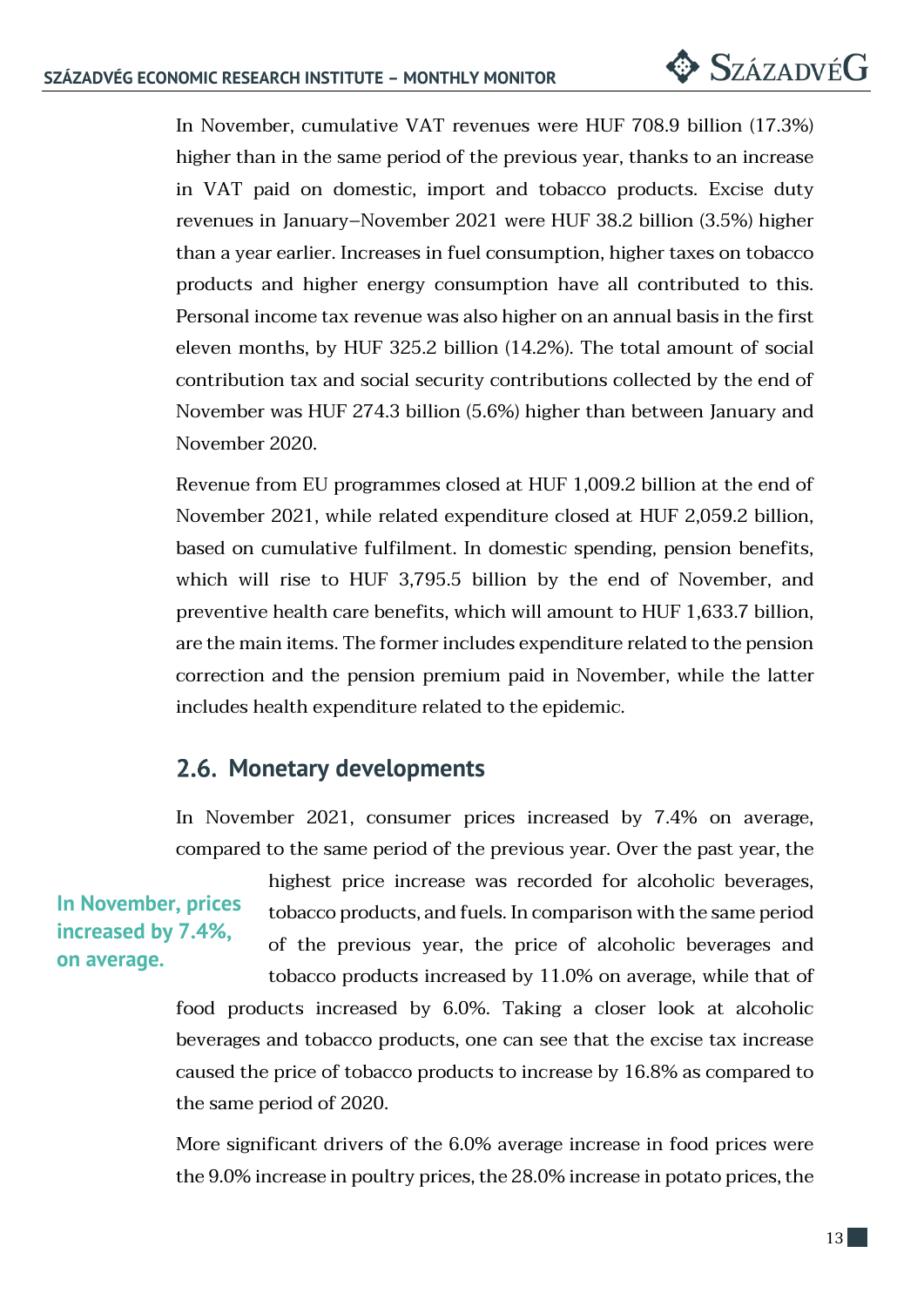In November, cumulative VAT revenues were HUF 708.9 billion (17.3%) higher than in the same period of the previous year, thanks to an increase in VAT paid on domestic, import and tobacco products. Excise duty revenues in January–November 2021 were HUF 38.2 billion (3.5%) higher than a year earlier. Increases in fuel consumption, higher taxes on tobacco products and higher energy consumption have all contributed to this. Personal income tax revenue was also higher on an annual basis in the first eleven months, by HUF 325.2 billion (14.2%). The total amount of social contribution tax and social security contributions collected by the end of November was HUF 274.3 billion (5.6%) higher than between January and November 2020.

Revenue from EU programmes closed at HUF 1,009.2 billion at the end of November 2021, while related expenditure closed at HUF 2,059.2 billion, based on cumulative fulfilment. In domestic spending, pension benefits, which will rise to HUF 3,795.5 billion by the end of November, and preventive health care benefits, which will amount to HUF 1,633.7 billion, are the main items. The former includes expenditure related to the pension correction and the pension premium paid in November, while the latter includes health expenditure related to the epidemic.

## 2.6. Monetary developments

**In November, prices increased by 7.4%, on average.**

In November 2021, consumer prices increased by 7.4% on average, compared to the same period of the previous year. Over the past year, the highest price increase was recorded for alcoholic beverages, tobacco products, and fuels. In comparison with the same period of the previous year, the price of alcoholic beverages and tobacco products increased by 11.0% on average, while that of food products increased by 6.0%. Taking a closer look at alcoholic beverages and tobacco products, one can see that the excise tax increase caused the price of tobacco products to increase by 16.8% as compared to the same period of 2020.

More significant drivers of the 6.0% average increase in food prices were the 9.0% increase in poultry prices, the 28.0% increase in potato prices, the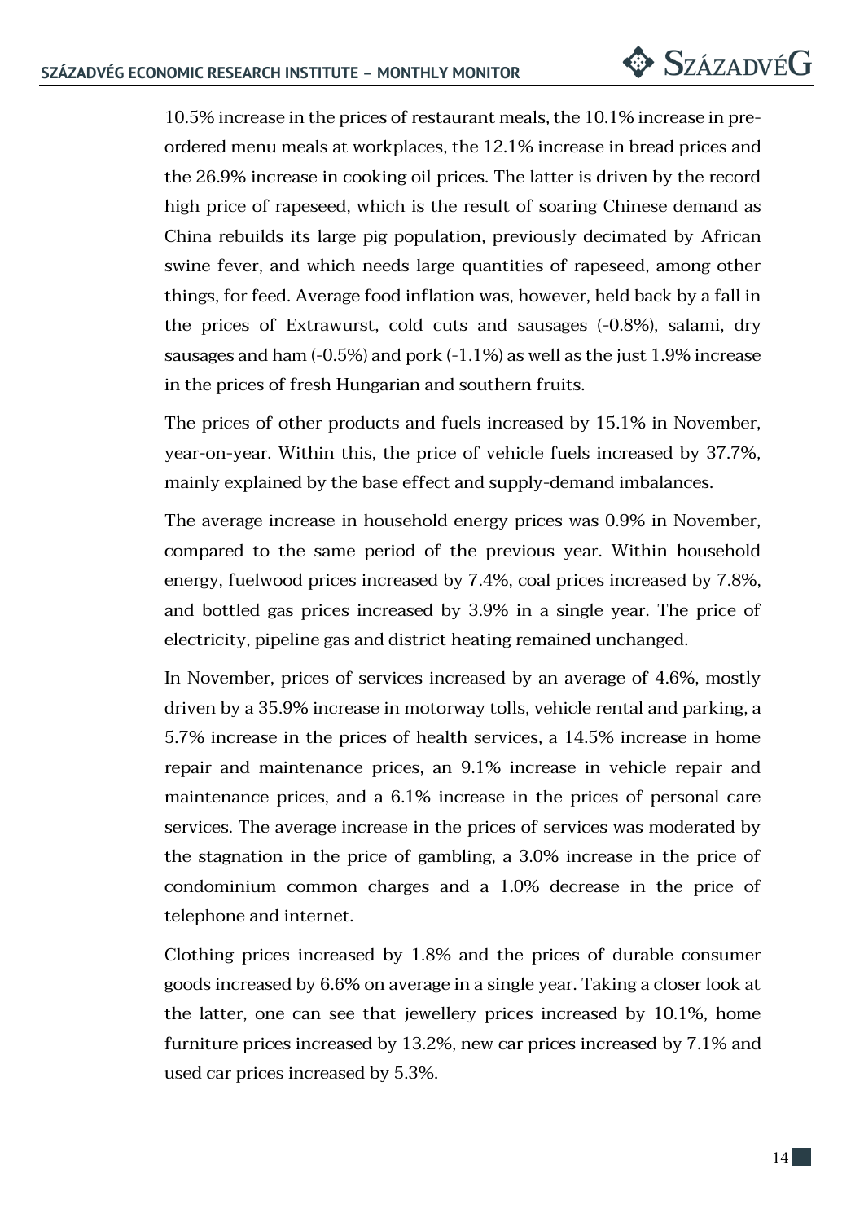10.5% increase in the prices of restaurant meals, the 10.1% increase in pre-ordered menu meals at workplaces, the 12.1% increase in bread prices and the 26.9% increase in cooking oil prices. The latter is driven by the record high price of rapeseed, which is the result of soaring Chinese demand as China rebuilds its large pig population, previously decimated by African swine fever, and which needs large quantities of rapeseed, among other things, for feed. Average food inflation was, however, held back by a fall in the prices of Extrawurst, cold cuts and sausages (-0.8%), salami, dry sausages and ham (-0.5%) and pork (-1.1%) as well as the just 1.9% increase in the prices of fresh Hungarian and southern fruits.

The prices of other products and fuels increased by 15.1% in November, year-on-year. Within this, the price of vehicle fuels increased by 37.7%, mainly explained by the base effect and supply-demand imbalances.

The average increase in household energy prices was 0.9% in November, compared to the same period of the previous year. Within household energy, fuelwood prices increased by 7.4%, coal prices increased by 7.8%, and bottled gas prices increased by 3.9% in a single year. The price of electricity, pipeline gas and district heating remained unchanged.

In November, prices of services increased by an average of 4.6%, mostly driven by a 35.9% increase in motorway tolls, vehicle rental and parking, a 5.7% increase in the prices of health services, a 14.5% increase in home repair and maintenance prices, an 9.1% increase in vehicle repair and maintenance prices, and a 6.1% increase in the prices of personal care services. The average increase in the prices of services was moderated by the stagnation in the price of gambling, a 3.0% increase in the price of condominium common charges and a 1.0% decrease in the price of telephone and internet.

Clothing prices increased by 1.8% and the prices of durable consumer goods increased by 6.6% on average in a single year. Taking a closer look at the latter, one can see that jewellery prices increased by 10.1%, home furniture prices increased by 13.2%, new car prices increased by 7.1% and used car prices increased by 5.3%.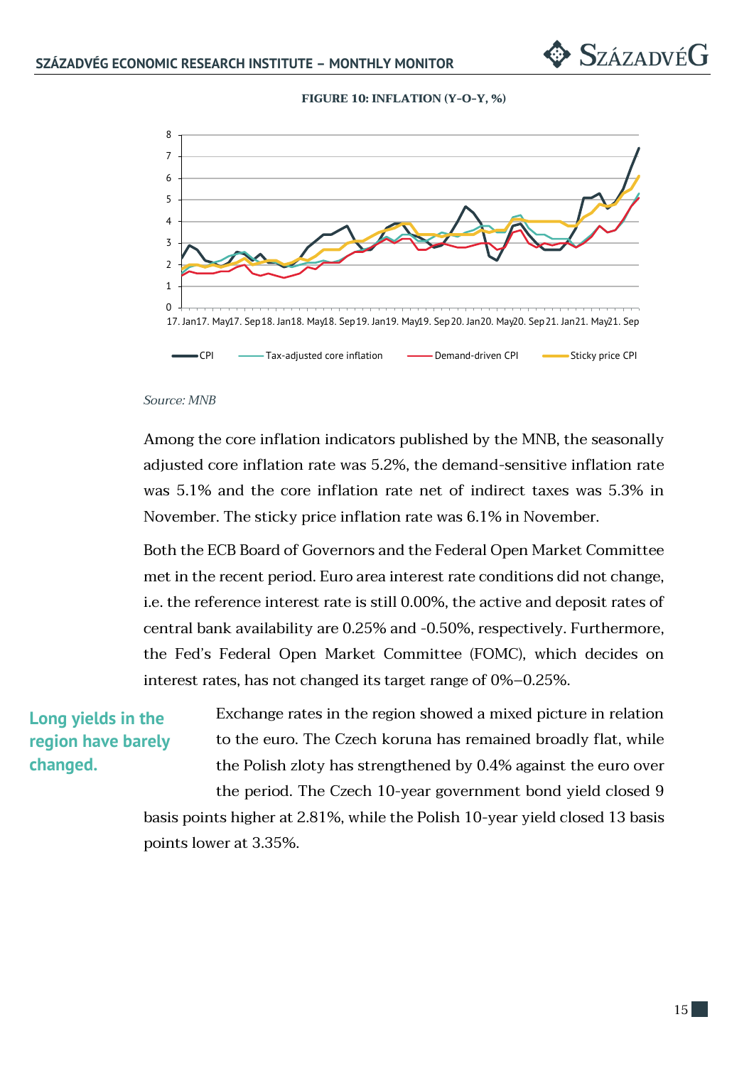**FIGURE 10: INFLATION (Y-O-Y, %)**

*Source: MNB*

Among the core inflation indicators published by the MNB, the seasonally adjusted core inflation rate was 5.2%, the demand-sensitive inflation rate was 5.1% and the core inflation rate net of indirect taxes was 5.3% in November. The sticky price inflation rate was 6.1% in November.

Both the ECB Board of Governors and the Federal Open Market Committee met in the recent period. Euro area interest rate conditions did not change, i.e. the reference interest rate is still 0.00%, the active and deposit rates of central bank availability are 0.25% and -0.50%, respectively. Furthermore, the Fed's Federal Open Market Committee (FOMC), which decides on interest rates, has not changed its target range of 0%–0.25%.

**Long yields in the region have barely changed.**

Exchange rates in the region showed a mixed picture in relation to the euro. The Czech koruna has remained broadly flat, while the Polish zloty has strengthened by 0.4% against the euro over the period. The Czech 10-year government bond yield closed 9 basis points higher at 2.81%, while the Polish 10-year yield closed 13 basis points lower at 3.35%.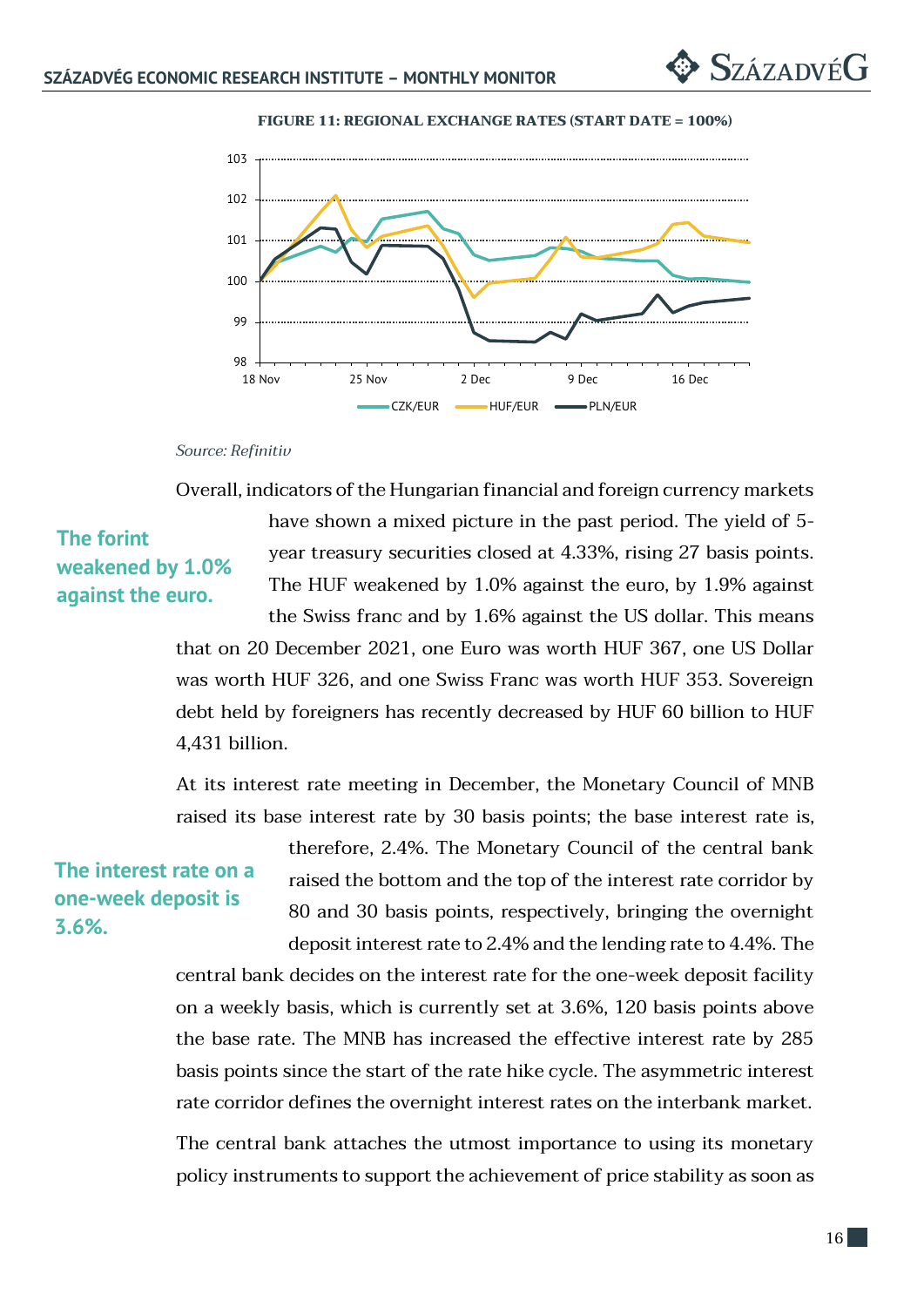**FIGURE 11: REGIONAL EXCHANGE RATES (START DATE = 100%)**

*Source: Refinitiv*

**The forint weakened by 1.0% against the euro.**

Overall, indicators of the Hungarian financial and foreign currency markets have shown a mixed picture in the past period. The yield of 5-year treasury securities closed at 4.33%, rising 27 basis points. The HUF weakened by 1.0% against the euro, by 1.9% against the Swiss franc and by 1.6% against the US dollar. This means that on 20 December 2021, one Euro was worth HUF 367, one US Dollar was worth HUF 326, and one Swiss Franc was worth HUF 353. Sovereign debt held by foreigners has recently decreased by HUF 60 billion to HUF 4,431 billion.

**The interest rate on a one-week deposit is 3.6%.**

At its interest rate meeting in December, the Monetary Council of MNB raised its base interest rate by 30 basis points; the base interest rate is, therefore, 2.4%. The Monetary Council of the central bank raised the bottom and the top of the interest rate corridor by 80 and 30 basis points, respectively, bringing the overnight deposit interest rate to 2.4% and the lending rate to 4.4%. The central bank decides on the interest rate for the one-week deposit facility on a weekly basis, which is currently set at 3.6%, 120 basis points above the base rate. The MNB has increased the effective interest rate by 285 basis points since the start of the rate hike cycle. The asymmetric interest rate corridor defines the overnight interest rates on the interbank market.

The central bank attaches the utmost importance to using its monetary policy instruments to support the achievement of price stability as soon as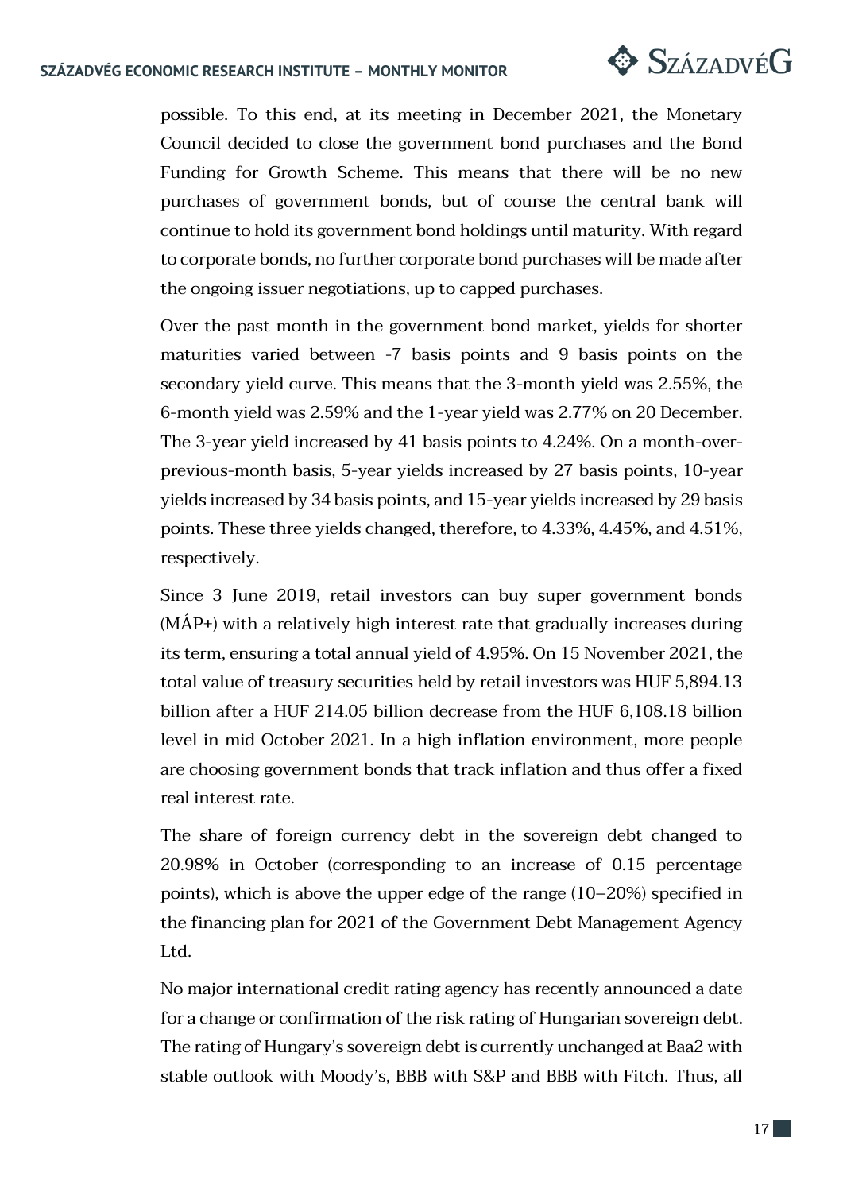possible. To this end, at its meeting in December 2021, the Monetary Council decided to close the government bond purchases and the Bond Funding for Growth Scheme. This means that there will be no new purchases of government bonds, but of course the central bank will continue to hold its government bond holdings until maturity. With regard to corporate bonds, no further corporate bond purchases will be made after the ongoing issuer negotiations, up to capped purchases.

Over the past month in the government bond market, yields for shorter maturities varied between -7 basis points and 9 basis points on the secondary yield curve. This means that the 3-month yield was 2.55%, the 6-month yield was 2.59% and the 1-year yield was 2.77% on 20 December. The 3-year yield increased by 41 basis points to 4.24%. On a month-over-previous-month basis, 5-year yields increased by 27 basis points, 10-year yields increased by 34 basis points, and 15-year yields increased by 29 basis points. These three yields changed, therefore, to 4.33%, 4.45%, and 4.51%, respectively.

Since 3 June 2019, retail investors can buy super government bonds (MÁP+) with a relatively high interest rate that gradually increases during its term, ensuring a total annual yield of 4.95%. On 15 November 2021, the total value of treasury securities held by retail investors was HUF 5,894.13 billion after a HUF 214.05 billion decrease from the HUF 6,108.18 billion level in mid October 2021. In a high inflation environment, more people are choosing government bonds that track inflation and thus offer a fixed real interest rate.

The share of foreign currency debt in the sovereign debt changed to 20.98% in October (corresponding to an increase of 0.15 percentage points), which is above the upper edge of the range (10–20%) specified in the financing plan for 2021 of the Government Debt Management Agency Ltd.

No major international credit rating agency has recently announced a date for a change or confirmation of the risk rating of Hungarian sovereign debt. The rating of Hungary's sovereign debt is currently unchanged at Baa2 with stable outlook with Moody's, BBB with S&P and BBB with Fitch. Thus, all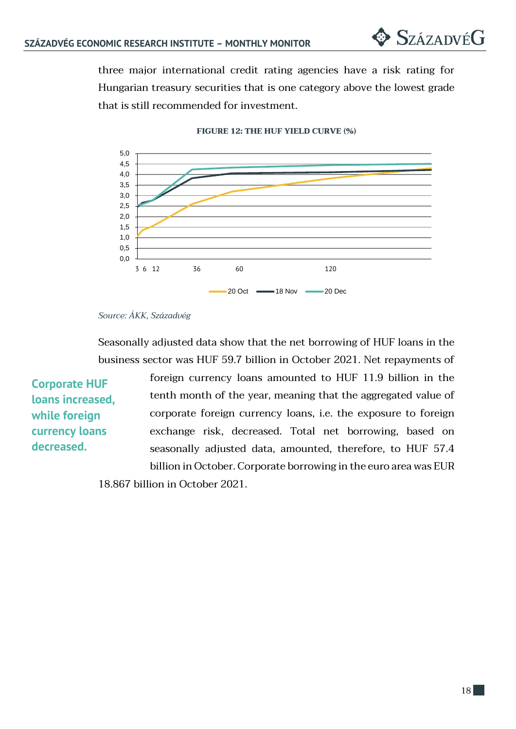three major international credit rating agencies have a risk rating for Hungarian treasury securities that is one category above the lowest grade that is still recommended for investment.

**FIGURE 12: THE HUF YIELD CURVE (%)**

*Source: ÁKK, Századvég*

Seasonally adjusted data show that the net borrowing of HUF loans in the business sector was HUF 59.7 billion in October 2021. Net repayments of foreign currency loans amounted to HUF 11.9 billion in the tenth month of the year, meaning that the aggregated value of corporate foreign currency loans, i.e. the exposure to foreign exchange risk, decreased. Total net borrowing, based on seasonally adjusted data, amounted, therefore, to HUF 57.4 billion in October. Corporate borrowing in the euro area was EUR 18.867 billion in October 2021.

**Corporate HUF loans increased, while foreign currency loans decreased.**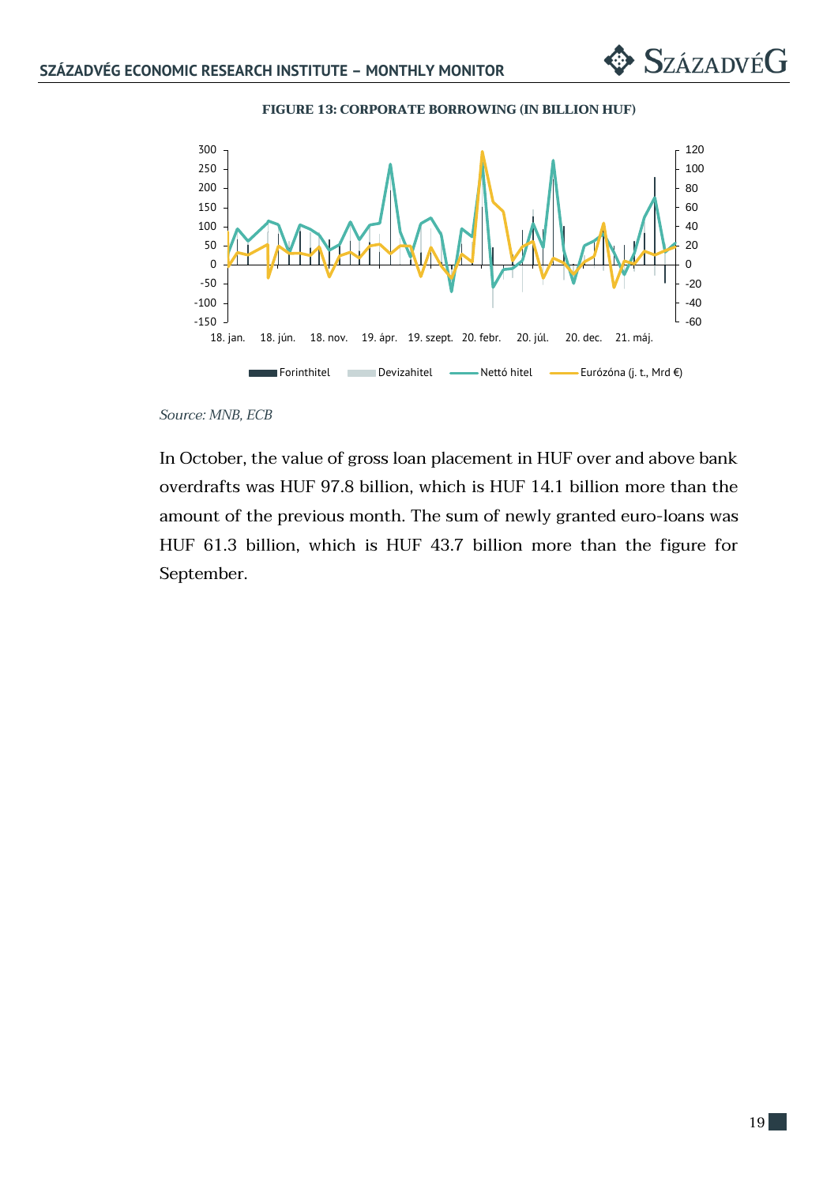**FIGURE 13: CORPORATE BORROWING (IN BILLION HUF)**

*Source: MNB, ECB*

In October, the value of gross loan placement in HUF over and above bank overdrafts was HUF 97.8 billion, which is HUF 14.1 billion more than the amount of the previous month. The sum of newly granted euro-loans was HUF 61.3 billion, which is HUF 43.7 billion more than the figure for September.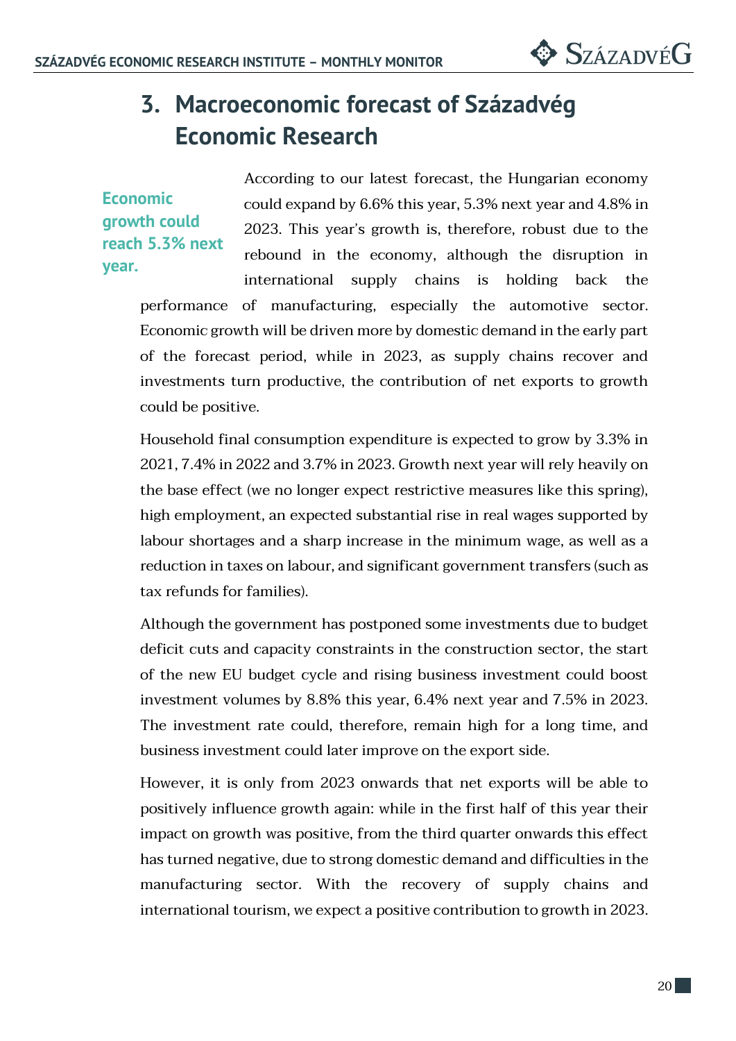# 3. Macroeconomic forecast of Századvég Economic Research

**Economic growth could reach 5.3% next year.**

According to our latest forecast, the Hungarian economy could expand by 6.6% this year, 5.3% next year and 4.8% in 2023. This year's growth is, therefore, robust due to the rebound in the economy, although the disruption in international supply chains is holding back the performance of manufacturing, especially the automotive sector. Economic growth will be driven more by domestic demand in the early part of the forecast period, while in 2023, as supply chains recover and investments turn productive, the contribution of net exports to growth could be positive.

Household final consumption expenditure is expected to grow by 3.3% in 2021, 7.4% in 2022 and 3.7% in 2023. Growth next year will rely heavily on the base effect (we no longer expect restrictive measures like this spring), high employment, an expected substantial rise in real wages supported by labour shortages and a sharp increase in the minimum wage, as well as a reduction in taxes on labour, and significant government transfers (such as tax refunds for families).

Although the government has postponed some investments due to budget deficit cuts and capacity constraints in the construction sector, the start of the new EU budget cycle and rising business investment could boost investment volumes by 8.8% this year, 6.4% next year and 7.5% in 2023. The investment rate could, therefore, remain high for a long time, and business investment could later improve on the export side.

However, it is only from 2023 onwards that net exports will be able to positively influence growth again: while in the first half of this year their impact on growth was positive, from the third quarter onwards this effect has turned negative, due to strong domestic demand and difficulties in the manufacturing sector. With the recovery of supply chains and international tourism, we expect a positive contribution to growth in 2023.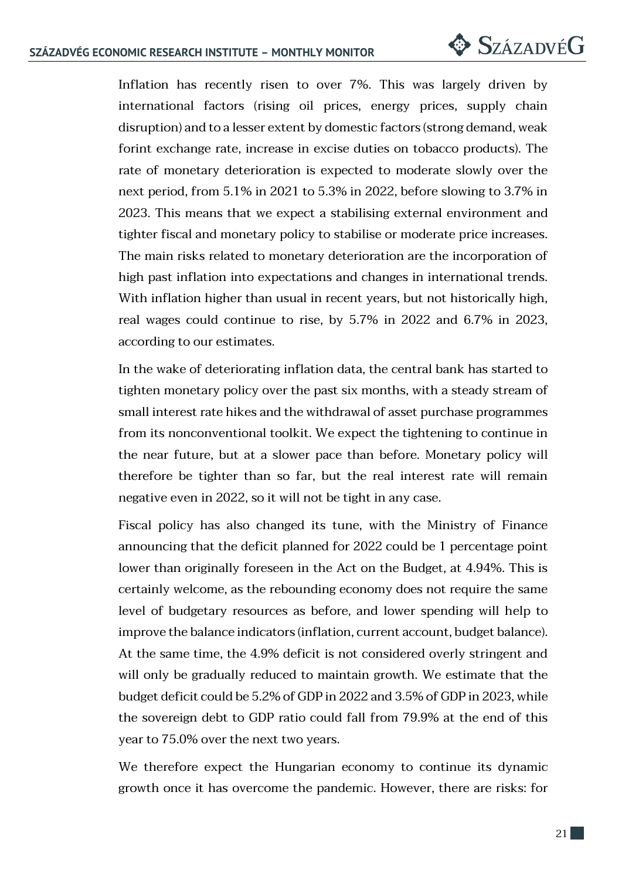Inflation has recently risen to over 7%. This was largely driven by international factors (rising oil prices, energy prices, supply chain disruption) and to a lesser extent by domestic factors (strong demand, weak forint exchange rate, increase in excise duties on tobacco products). The rate of monetary deterioration is expected to moderate slowly over the next period, from 5.1% in 2021 to 5.3% in 2022, before slowing to 3.7% in 2023. This means that we expect a stabilising external environment and tighter fiscal and monetary policy to stabilise or moderate price increases. The main risks related to monetary deterioration are the incorporation of high past inflation into expectations and changes in international trends. With inflation higher than usual in recent years, but not historically high, real wages could continue to rise, by 5.7% in 2022 and 6.7% in 2023, according to our estimates.

In the wake of deteriorating inflation data, the central bank has started to tighten monetary policy over the past six months, with a steady stream of small interest rate hikes and the withdrawal of asset purchase programmes from its nonconventional toolkit. We expect the tightening to continue in the near future, but at a slower pace than before. Monetary policy will therefore be tighter than so far, but the real interest rate will remain negative even in 2022, so it will not be tight in any case.

Fiscal policy has also changed its tune, with the Ministry of Finance announcing that the deficit planned for 2022 could be 1 percentage point lower than originally foreseen in the Act on the Budget, at 4.94%. This is certainly welcome, as the rebounding economy does not require the same level of budgetary resources as before, and lower spending will help to improve the balance indicators (inflation, current account, budget balance). At the same time, the 4.9% deficit is not considered overly stringent and will only be gradually reduced to maintain growth. We estimate that the budget deficit could be 5.2% of GDP in 2022 and 3.5% of GDP in 2023, while the sovereign debt to GDP ratio could fall from 79.9% at the end of this year to 75.0% over the next two years.

We therefore expect the Hungarian economy to continue its dynamic growth once it has overcome the pandemic. However, there are risks: for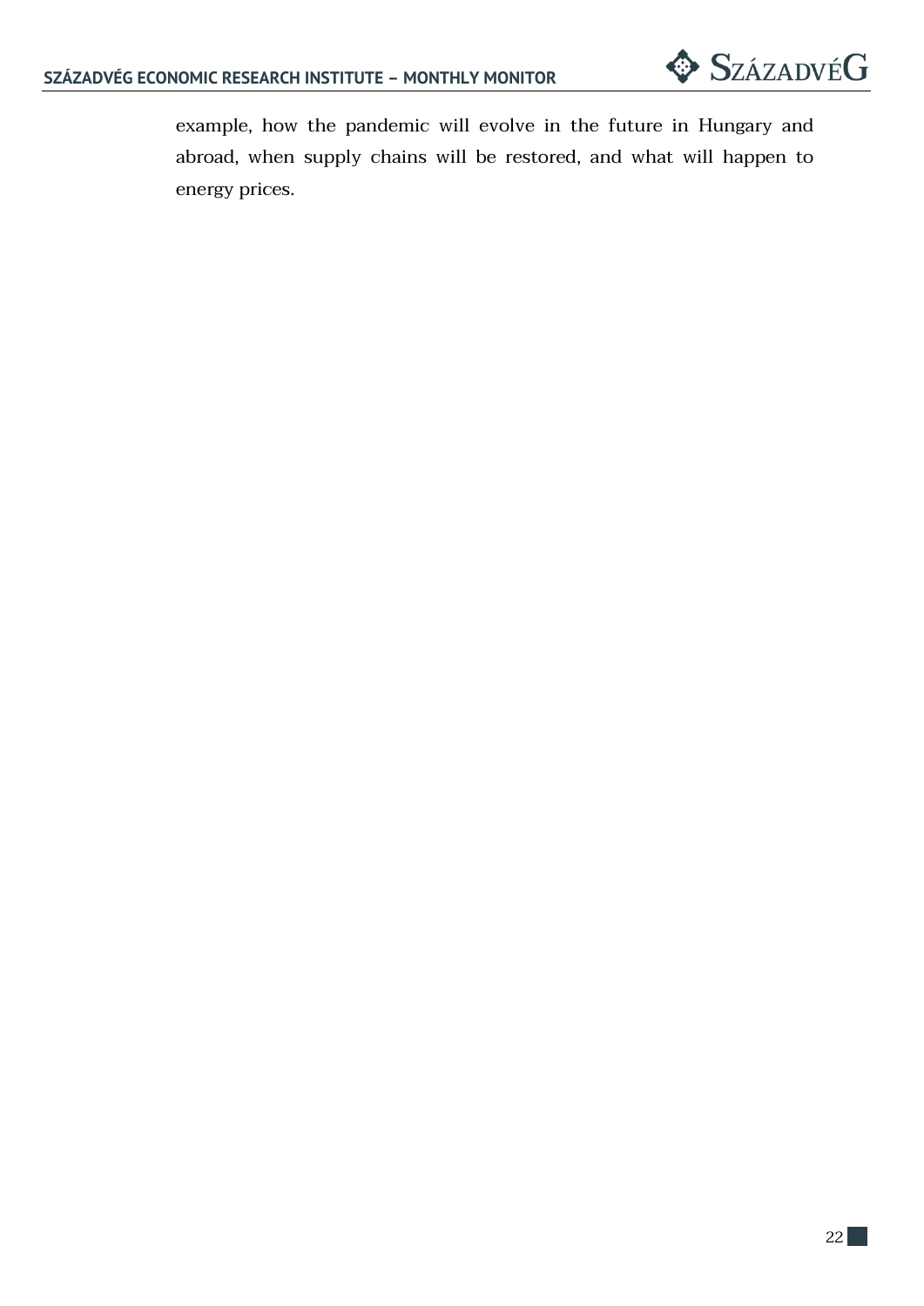example, how the pandemic will evolve in the future in Hungary and abroad, when supply chains will be restored, and what will happen to energy prices.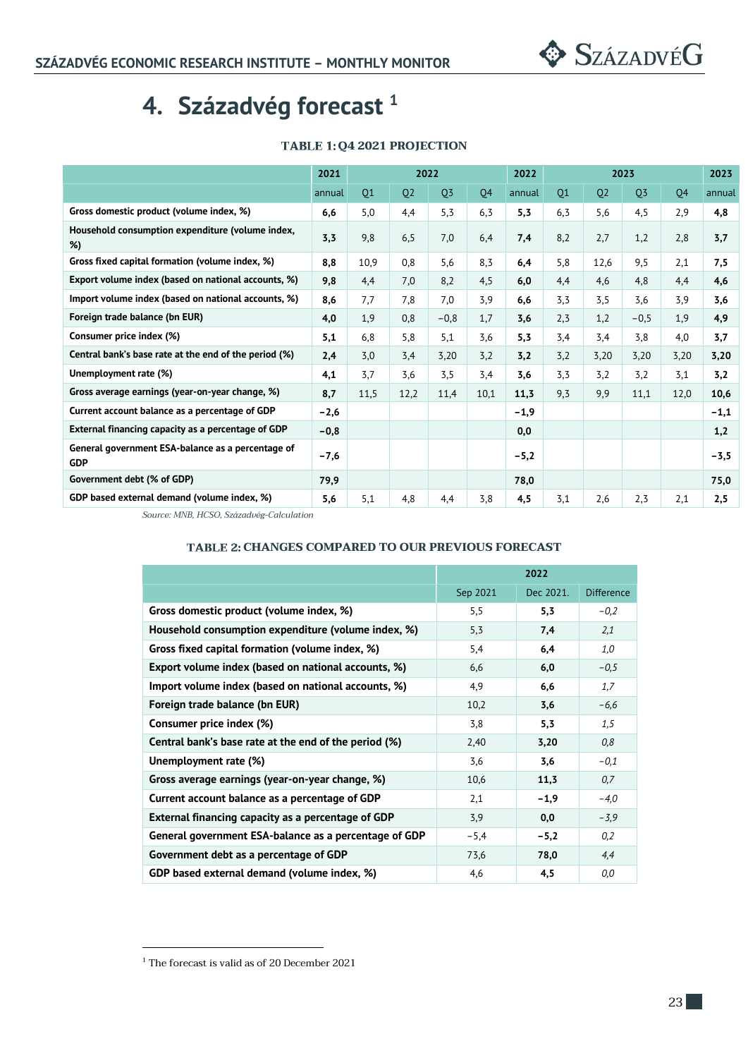# 4. Századvég forecast [1]

**TABLE 1: Q4 2021 PROJECTION**

| | 2021 | 2022 | | | | 2022 | 2023 | | | | 2023 |
|---|---|---|---|---|---|---|---|---|---|---|---|
| | annual | Q1 | Q2 | Q3 | Q4 | annual | Q1 | Q2 | Q3 | Q4 | annual |
| **Gross domestic product (volume index, %)** | **6,6** | 5,0 | 4,4 | 5,3 | 6,3 | **5,3** | 6,3 | 5,6 | 4,5 | 2,9 | **4,8** |
| **Household consumption expenditure (volume index, %)** | **3,3** | 9,8 | 6,5 | 7,0 | 6,4 | **7,4** | 8,2 | 2,7 | 1,2 | 2,8 | **3,7** |
| **Gross fixed capital formation (volume index, %)** | **8,8** | 10,9 | 0,8 | 5,6 | 8,3 | **6,4** | 5,8 | 12,6 | 9,5 | 2,1 | **7,5** |
| **Export volume index (based on national accounts, %)** | **9,8** | 4,4 | 7,0 | 8,2 | 4,5 | **6,0** | 4,4 | 4,6 | 4,8 | 4,4 | **4,6** |
| **Import volume index (based on national accounts, %)** | **8,6** | 7,7 | 7,8 | 7,0 | 3,9 | **6,6** | 3,3 | 3,5 | 3,6 | 3,9 | **3,6** |
| **Foreign trade balance (bn EUR)** | **4,0** | 1,9 | 0,8 | −0,8 | 1,7 | **3,6** | 2,3 | 1,2 | −0,5 | 1,9 | **4,9** |
| **Consumer price index (%)** | **5,1** | 6,8 | 5,8 | 5,1 | 3,6 | **5,3** | 3,4 | 3,4 | 3,8 | 4,0 | **3,7** |
| **Central bank's base rate at the end of the period (%)** | **2,4** | 3,0 | 3,4 | 3,20 | 3,2 | **3,2** | 3,2 | 3,20 | 3,20 | 3,20 | **3,20** |
| **Unemployment rate (%)** | **4,1** | 3,7 | 3,6 | 3,5 | 3,4 | **3,6** | 3,3 | 3,2 | 3,2 | 3,1 | **3,2** |
| **Gross average earnings (year-on-year change, %)** | **8,7** | 11,5 | 12,2 | 11,4 | 10,1 | **11,3** | 9,3 | 9,9 | 11,1 | 12,0 | **10,6** |
| **Current account balance as a percentage of GDP** | **−2,6** | | | | | **−1,9** | | | | | **−1,1** |
| **External financing capacity as a percentage of GDP** | **−0,8** | | | | | **0,0** | | | | | **1,2** |
| **General government ESA-balance as a percentage of GDP** | **−7,6** | | | | | **−5,2** | | | | | **−3,5** |
| **Government debt (% of GDP)** | **79,9** | | | | | **78,0** | | | | | **75,0** |
| **GDP based external demand (volume index, %)** | **5,6** | 5,1 | 4,8 | 4,4 | 3,8 | **4,5** | 3,1 | 2,6 | 2,3 | 2,1 | **2,5** |

*Source: MNB, HCSO, Századvég-Calculation*

**TABLE 2: CHANGES COMPARED TO OUR PREVIOUS FORECAST**

| | 2022 | | |
|---|---|---|---|
| | Sep 2021 | Dec 2021. | Difference |
| **Gross domestic product (volume index, %)** | 5,5 | **5,3** | *−0,2* |
| **Household consumption expenditure (volume index, %)** | 5,3 | **7,4** | *2,1* |
| **Gross fixed capital formation (volume index, %)** | 5,4 | **6,4** | *1,0* |
| **Export volume index (based on national accounts, %)** | 6,6 | **6,0** | *−0,5* |
| **Import volume index (based on national accounts, %)** | 4,9 | **6,6** | *1,7* |
| **Foreign trade balance (bn EUR)** | 10,2 | **3,6** | *−6,6* |
| **Consumer price index (%)** | 3,8 | **5,3** | *1,5* |
| **Central bank's base rate at the end of the period (%)** | 2,40 | **3,20** | *0,8* |
| **Unemployment rate (%)** | 3,6 | **3,6** | *−0,1* |
| **Gross average earnings (year-on-year change, %)** | 10,6 | **11,3** | *0,7* |
| **Current account balance as a percentage of GDP** | 2,1 | **−1,9** | *−4,0* |
| **External financing capacity as a percentage of GDP** | 3,9 | **0,0** | *−3,9* |
| **General government ESA-balance as a percentage of GDP** | −5,4 | **−5,2** | *0,2* |
| **Government debt as a percentage of GDP** | 73,6 | **78,0** | *4,4* |
| **GDP based external demand (volume index, %)** | 4,6 | **4,5** | *0,0* |

[1] The forecast is valid as of 20 December 2021